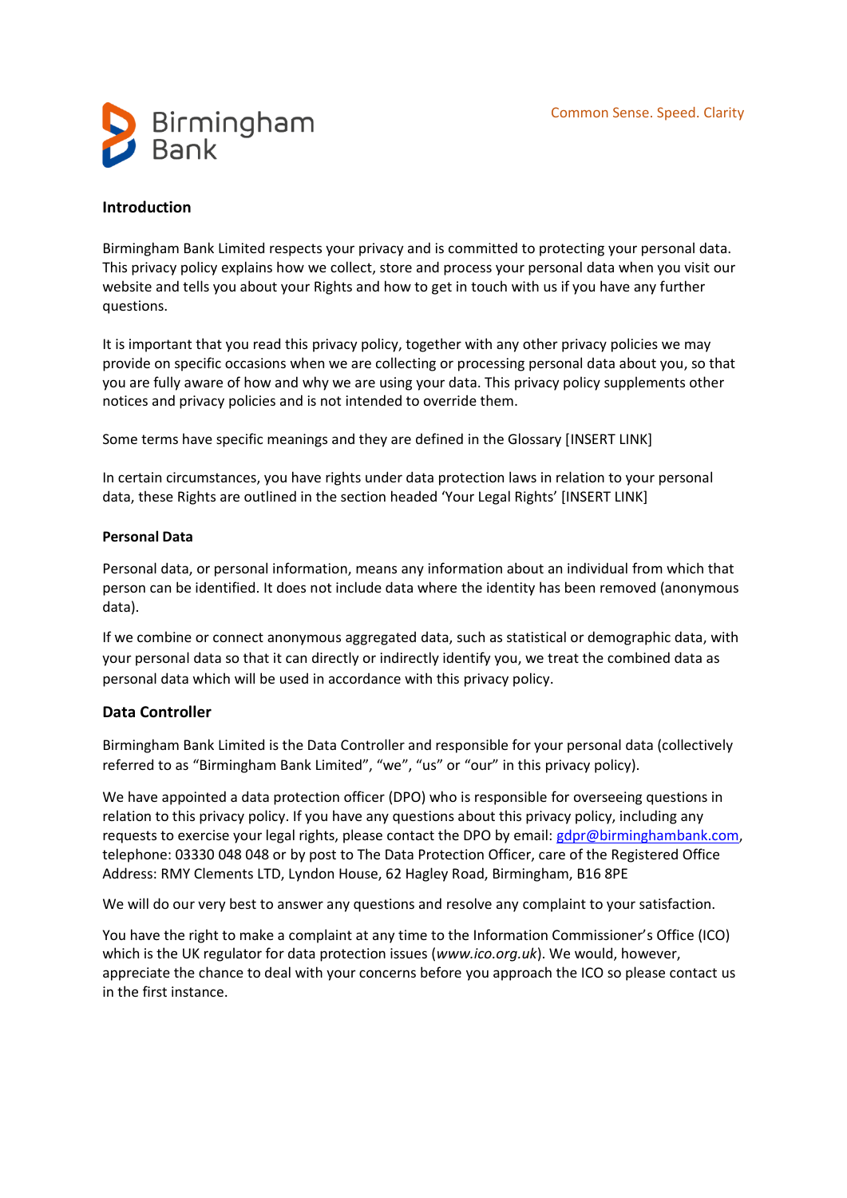Birmingham Bank

Common Sense. Speed. Clarity

## Introduction

Birmingham Bank Limited respects your privacy and is committed to protecting your personal data. This privacy policy explains how we collect, store and process your personal data when you visit our website and tells you about your Rights and how to get in touch with us if you have any further questions.

It is important that you read this privacy policy, together with any other privacy policies we may provide on specific occasions when we are collecting or processing personal data about you, so that you are fully aware of how and why we are using your data. This privacy policy supplements other notices and privacy policies and is not intended to override them.

Some terms have specific meanings and they are defined in the Glossary [INSERT LINK]

In certain circumstances, you have rights under data protection laws in relation to your personal data, these Rights are outlined in the section headed 'Your Legal Rights' [INSERT LINK]

### Personal Data

Personal data, or personal information, means any information about an individual from which that person can be identified. It does not include data where the identity has been removed (anonymous data).

If we combine or connect anonymous aggregated data, such as statistical or demographic data, with your personal data so that it can directly or indirectly identify you, we treat the combined data as personal data which will be used in accordance with this privacy policy.

## Data Controller

Birmingham Bank Limited is the Data Controller and responsible for your personal data (collectively referred to as "Birmingham Bank Limited", "we", "us" or "our" in this privacy policy).

We have appointed a data protection officer (DPO) who is responsible for overseeing questions in relation to this privacy policy. If you have any questions about this privacy policy, including any requests to exercise your legal rights, please contact the DPO by email: gdpr@birminghambank.com, telephone: 03330 048 048 or by post to The Data Protection Officer, care of the Registered Office Address: RMY Clements LTD, Lyndon House, 62 Hagley Road, Birmingham, B16 8PE

We will do our very best to answer any questions and resolve any complaint to your satisfaction.

You have the right to make a complaint at any time to the Information Commissioner's Office (ICO) which is the UK regulator for data protection issues (*www.ico.org.uk*). We would, however, appreciate the chance to deal with your concerns before you approach the ICO so please contact us in the first instance.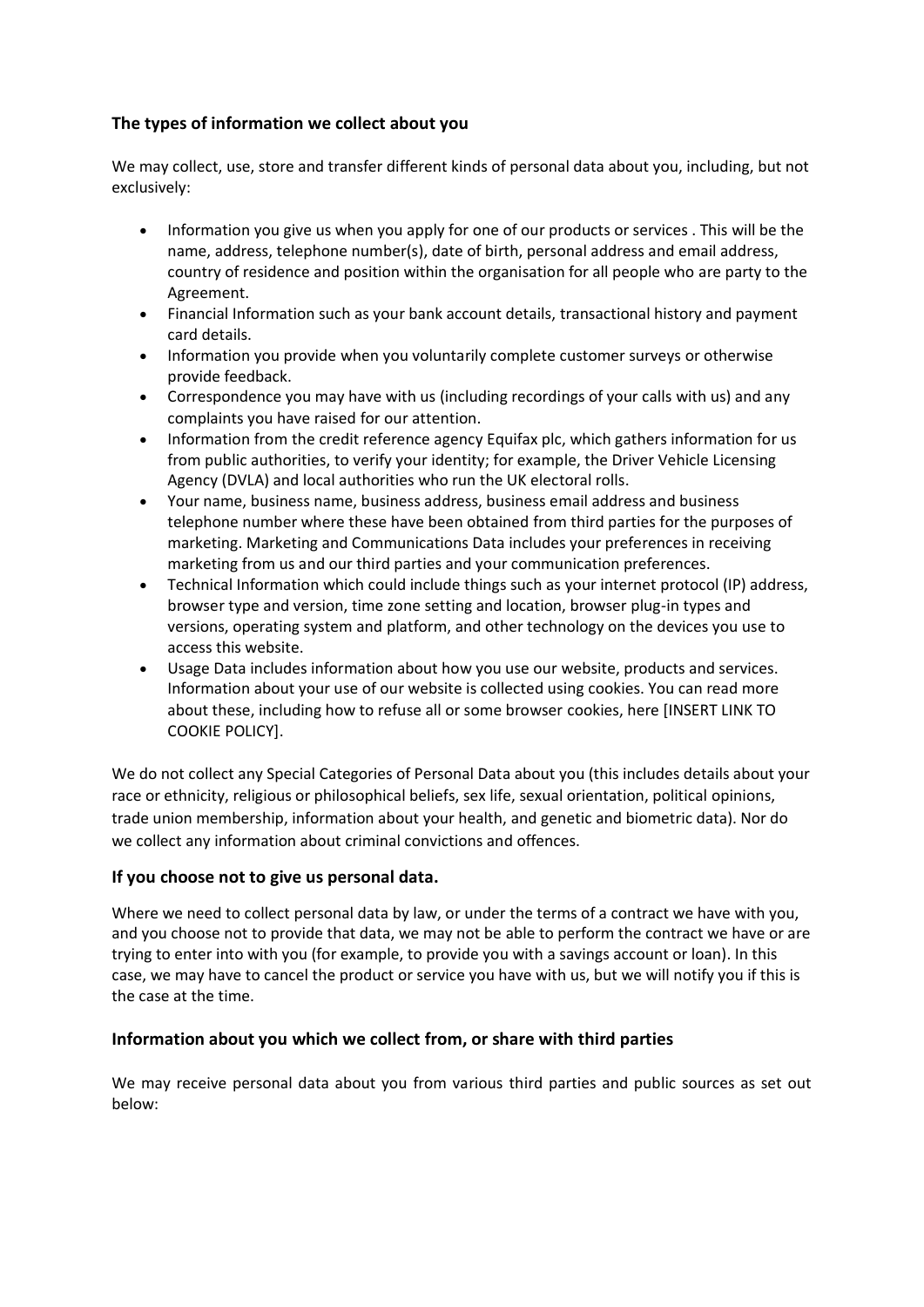### The types of information we collect about you

We may collect, use, store and transfer different kinds of personal data about you, including, but not exclusively:

- Information you give us when you apply for one of our products or services . This will be the name, address, telephone number(s), date of birth, personal address and email address, country of residence and position within the organisation for all people who are party to the Agreement.
- Financial Information such as your bank account details, transactional history and payment card details.
- Information you provide when you voluntarily complete customer surveys or otherwise provide feedback.
- Correspondence you may have with us (including recordings of your calls with us) and any complaints you have raised for our attention.
- Information from the credit reference agency Equifax plc, which gathers information for us from public authorities, to verify your identity; for example, the Driver Vehicle Licensing Agency (DVLA) and local authorities who run the UK electoral rolls.
- Your name, business name, business address, business email address and business telephone number where these have been obtained from third parties for the purposes of marketing. Marketing and Communications Data includes your preferences in receiving marketing from us and our third parties and your communication preferences.
- Technical Information which could include things such as your internet protocol (IP) address, browser type and version, time zone setting and location, browser plug-in types and versions, operating system and platform, and other technology on the devices you use to access this website.
- Usage Data includes information about how you use our website, products and services. Information about your use of our website is collected using cookies. You can read more about these, including how to refuse all or some browser cookies, here [INSERT LINK TO COOKIE POLICY].

We do not collect any Special Categories of Personal Data about you (this includes details about your race or ethnicity, religious or philosophical beliefs, sex life, sexual orientation, political opinions, trade union membership, information about your health, and genetic and biometric data). Nor do we collect any information about criminal convictions and offences.

### If you choose not to give us personal data.

Where we need to collect personal data by law, or under the terms of a contract we have with you, and you choose not to provide that data, we may not be able to perform the contract we have or are trying to enter into with you (for example, to provide you with a savings account or loan). In this case, we may have to cancel the product or service you have with us, but we will notify you if this is the case at the time.

### Information about you which we collect from, or share with third parties

We may receive personal data about you from various third parties and public sources as set out below: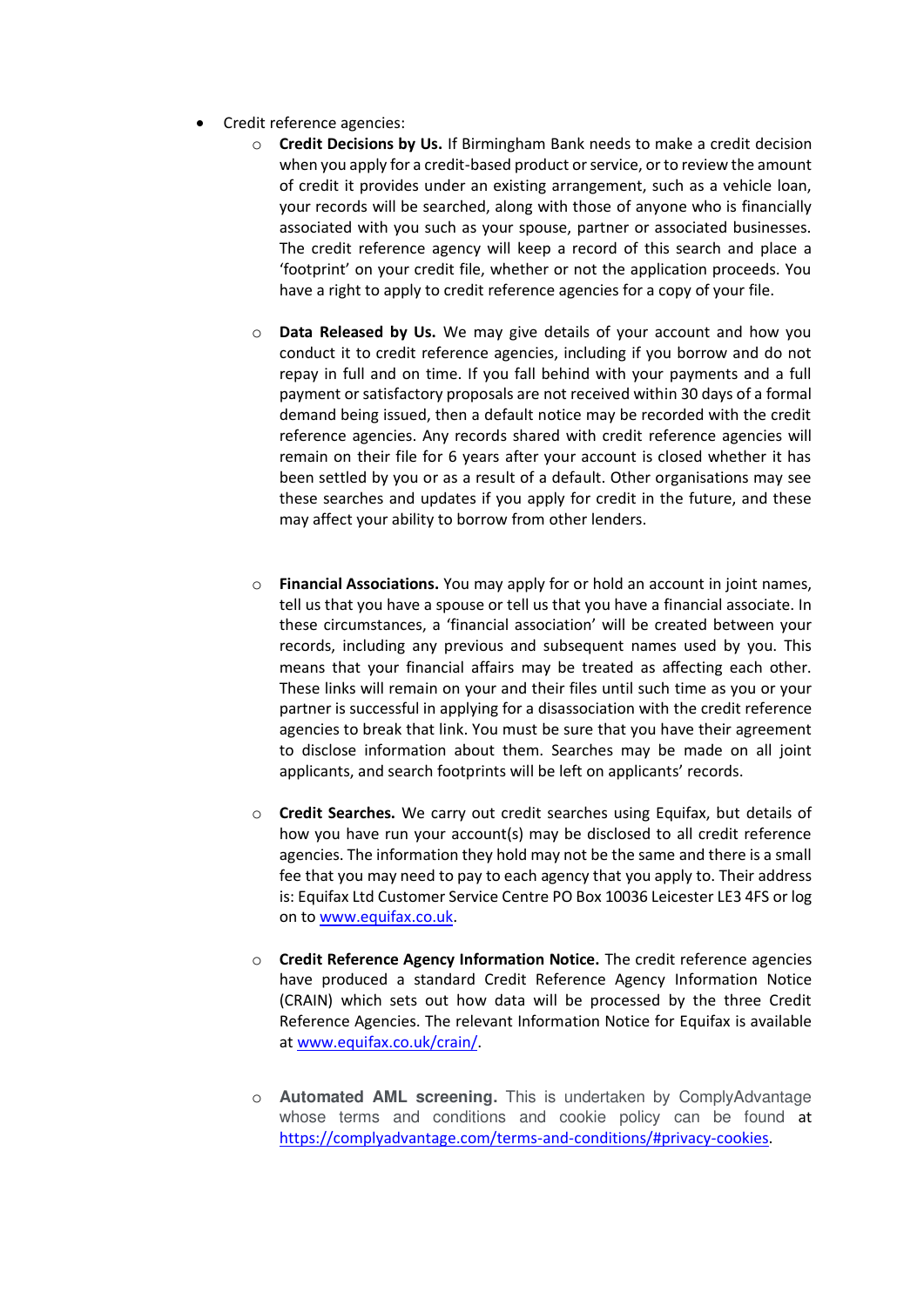- Credit reference agencies:
    - **Credit Decisions by Us.** If Birmingham Bank needs to make a credit decision when you apply for a credit-based product or service, or to review the amount of credit it provides under an existing arrangement, such as a vehicle loan, your records will be searched, along with those of anyone who is financially associated with you such as your spouse, partner or associated businesses. The credit reference agency will keep a record of this search and place a 'footprint' on your credit file, whether or not the application proceeds. You have a right to apply to credit reference agencies for a copy of your file.

    - **Data Released by Us.** We may give details of your account and how you conduct it to credit reference agencies, including if you borrow and do not repay in full and on time. If you fall behind with your payments and a full payment or satisfactory proposals are not received within 30 days of a formal demand being issued, then a default notice may be recorded with the credit reference agencies. Any records shared with credit reference agencies will remain on their file for 6 years after your account is closed whether it has been settled by you or as a result of a default. Other organisations may see these searches and updates if you apply for credit in the future, and these may affect your ability to borrow from other lenders.

    - **Financial Associations.** You may apply for or hold an account in joint names, tell us that you have a spouse or tell us that you have a financial associate. In these circumstances, a 'financial association' will be created between your records, including any previous and subsequent names used by you. This means that your financial affairs may be treated as affecting each other. These links will remain on your and their files until such time as you or your partner is successful in applying for a disassociation with the credit reference agencies to break that link. You must be sure that you have their agreement to disclose information about them. Searches may be made on all joint applicants, and search footprints will be left on applicants' records.

    - **Credit Searches.** We carry out credit searches using Equifax, but details of how you have run your account(s) may be disclosed to all credit reference agencies. The information they hold may not be the same and there is a small fee that you may need to pay to each agency that you apply to. Their address is: Equifax Ltd Customer Service Centre PO Box 10036 Leicester LE3 4FS or log on to [www.equifax.co.uk](www.equifax.co.uk).

    - **Credit Reference Agency Information Notice.** The credit reference agencies have produced a standard Credit Reference Agency Information Notice (CRAIN) which sets out how data will be processed by the three Credit Reference Agencies. The relevant Information Notice for Equifax is available at [www.equifax.co.uk/crain/](www.equifax.co.uk/crain/).

    - **Automated AML screening.** This is undertaken by ComplyAdvantage whose terms and conditions and cookie policy can be found at [https://complyadvantage.com/terms-and-conditions/#privacy-cookies](https://complyadvantage.com/terms-and-conditions/#privacy-cookies).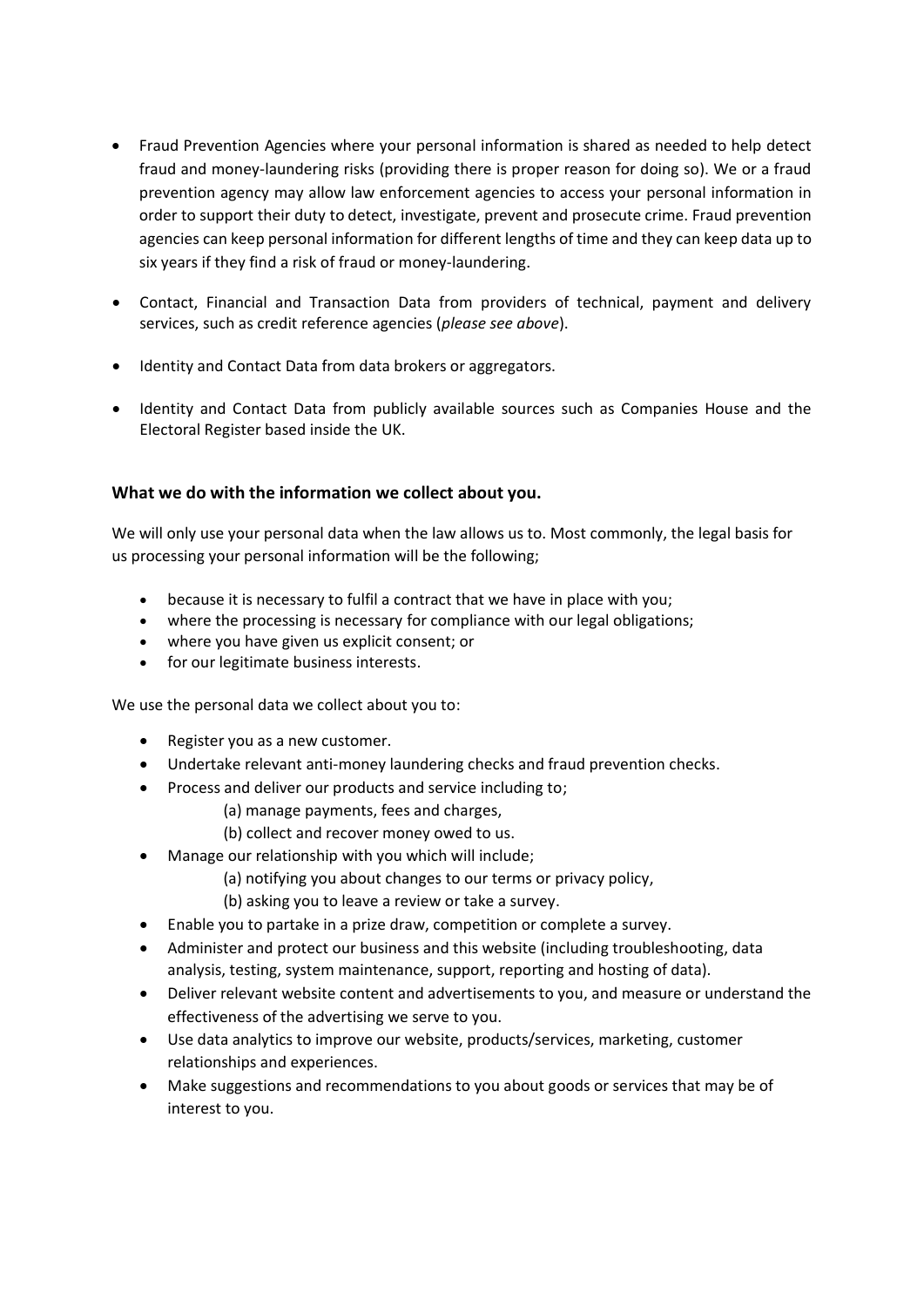- Fraud Prevention Agencies where your personal information is shared as needed to help detect fraud and money-laundering risks (providing there is proper reason for doing so). We or a fraud prevention agency may allow law enforcement agencies to access your personal information in order to support their duty to detect, investigate, prevent and prosecute crime. Fraud prevention agencies can keep personal information for different lengths of time and they can keep data up to six years if they find a risk of fraud or money-laundering.

- Contact, Financial and Transaction Data from providers of technical, payment and delivery services, such as credit reference agencies (*please see above*).

- Identity and Contact Data from data brokers or aggregators.

- Identity and Contact Data from publicly available sources such as Companies House and the Electoral Register based inside the UK.

### What we do with the information we collect about you.

We will only use your personal data when the law allows us to. Most commonly, the legal basis for us processing your personal information will be the following;

- because it is necessary to fulfil a contract that we have in place with you;
- where the processing is necessary for compliance with our legal obligations;
- where you have given us explicit consent; or
- for our legitimate business interests.

We use the personal data we collect about you to:

- Register you as a new customer.
- Undertake relevant anti-money laundering checks and fraud prevention checks.
- Process and deliver our products and service including to;
  - (a) manage payments, fees and charges,
  - (b) collect and recover money owed to us.
- Manage our relationship with you which will include;
  - (a) notifying you about changes to our terms or privacy policy,
  - (b) asking you to leave a review or take a survey.
- Enable you to partake in a prize draw, competition or complete a survey.
- Administer and protect our business and this website (including troubleshooting, data analysis, testing, system maintenance, support, reporting and hosting of data).
- Deliver relevant website content and advertisements to you, and measure or understand the effectiveness of the advertising we serve to you.
- Use data analytics to improve our website, products/services, marketing, customer relationships and experiences.
- Make suggestions and recommendations to you about goods or services that may be of interest to you.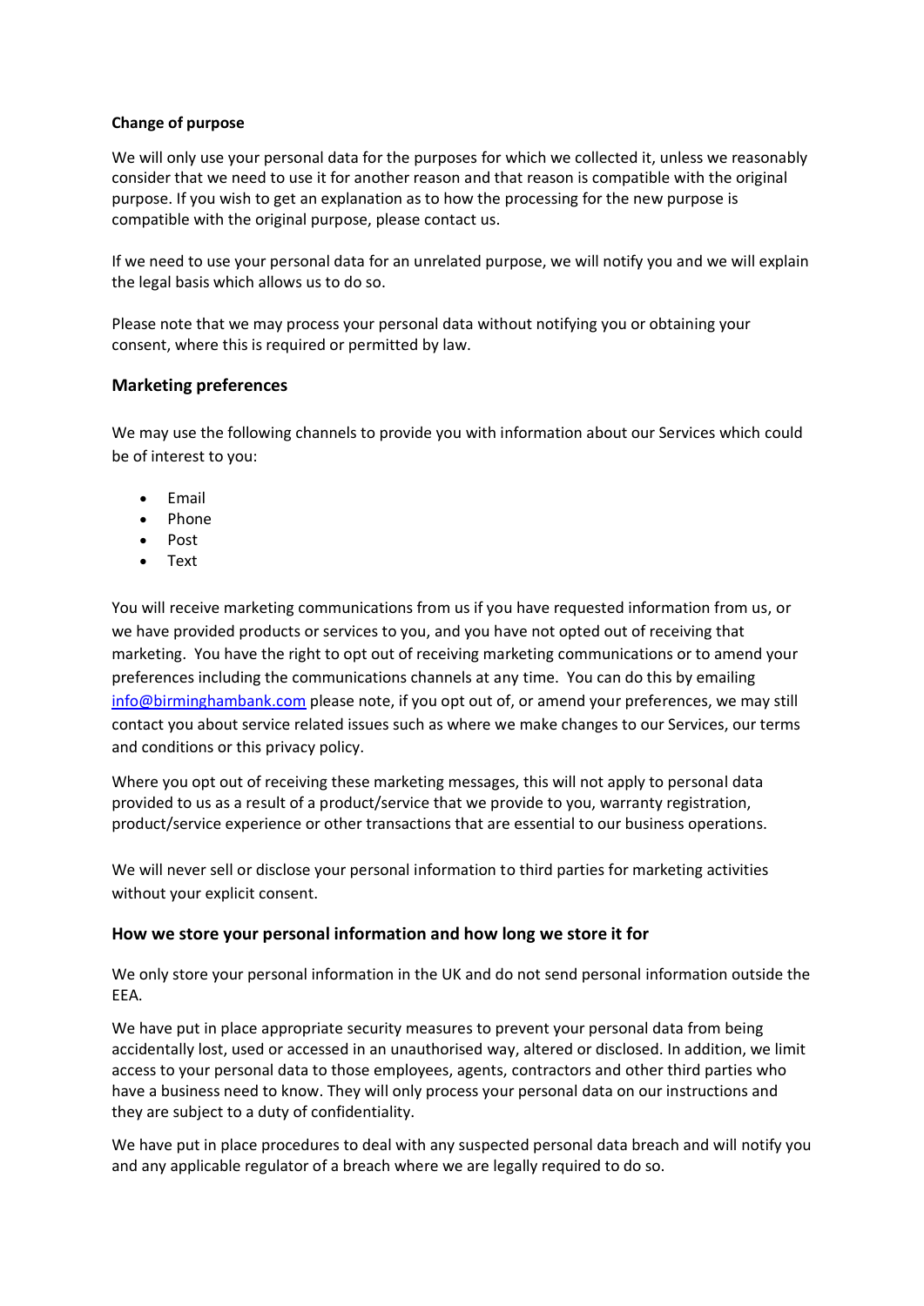**Change of purpose**

We will only use your personal data for the purposes for which we collected it, unless we reasonably consider that we need to use it for another reason and that reason is compatible with the original purpose. If you wish to get an explanation as to how the processing for the new purpose is compatible with the original purpose, please contact us.

If we need to use your personal data for an unrelated purpose, we will notify you and we will explain the legal basis which allows us to do so.

Please note that we may process your personal data without notifying you or obtaining your consent, where this is required or permitted by law.

### Marketing preferences

We may use the following channels to provide you with information about our Services which could be of interest to you:

- Email
- Phone
- Post
- Text

You will receive marketing communications from us if you have requested information from us, or we have provided products or services to you, and you have not opted out of receiving that marketing. You have the right to opt out of receiving marketing communications or to amend your preferences including the communications channels at any time. You can do this by emailing [info@birminghambank.com](mailto:info@birminghambank.com) please note, if you opt out of, or amend your preferences, we may still contact you about service related issues such as where we make changes to our Services, our terms and conditions or this privacy policy.

Where you opt out of receiving these marketing messages, this will not apply to personal data provided to us as a result of a product/service that we provide to you, warranty registration, product/service experience or other transactions that are essential to our business operations.

We will never sell or disclose your personal information to third parties for marketing activities without your explicit consent.

### How we store your personal information and how long we store it for

We only store your personal information in the UK and do not send personal information outside the EEA.

We have put in place appropriate security measures to prevent your personal data from being accidentally lost, used or accessed in an unauthorised way, altered or disclosed. In addition, we limit access to your personal data to those employees, agents, contractors and other third parties who have a business need to know. They will only process your personal data on our instructions and they are subject to a duty of confidentiality.

We have put in place procedures to deal with any suspected personal data breach and will notify you and any applicable regulator of a breach where we are legally required to do so.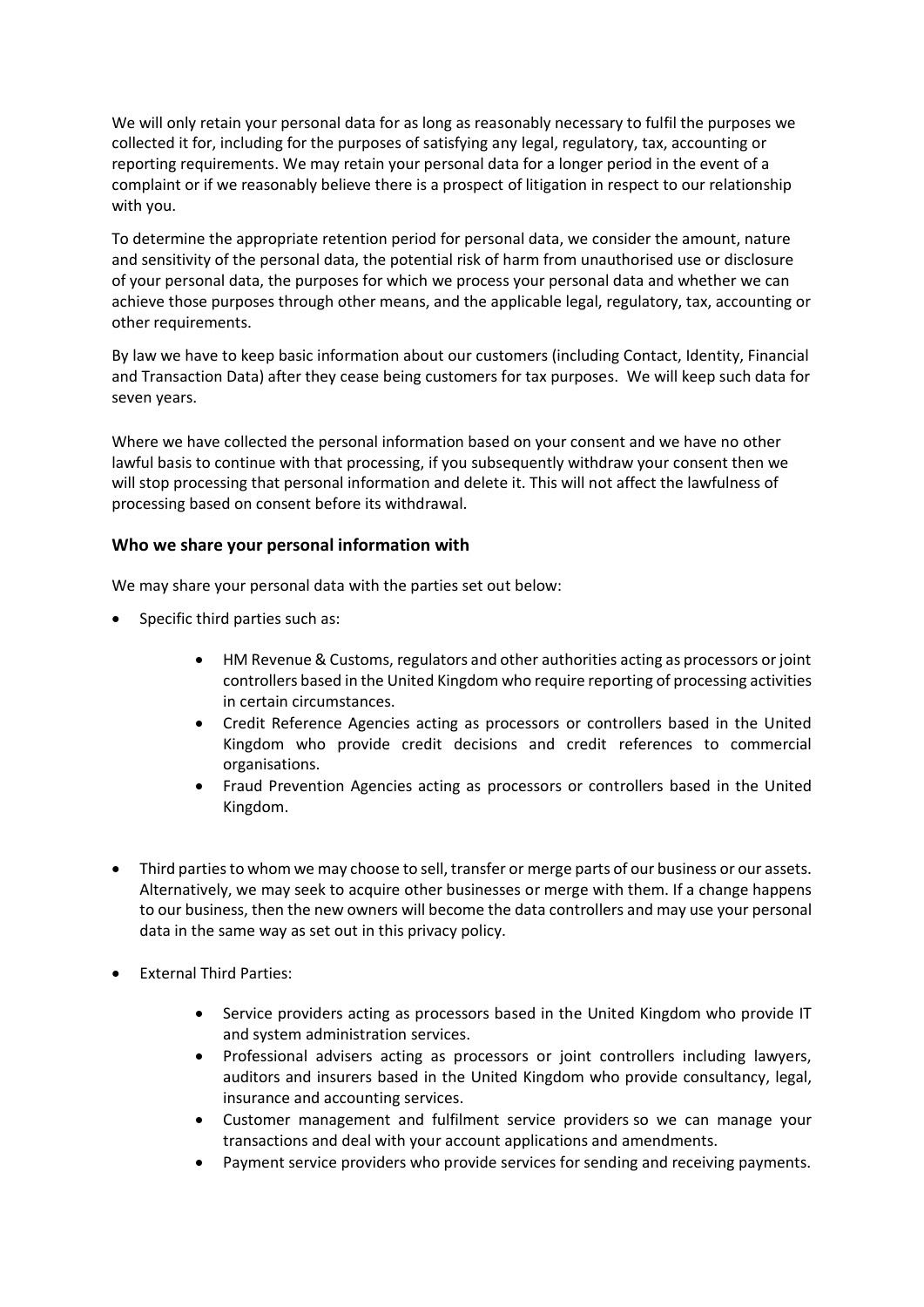We will only retain your personal data for as long as reasonably necessary to fulfil the purposes we collected it for, including for the purposes of satisfying any legal, regulatory, tax, accounting or reporting requirements. We may retain your personal data for a longer period in the event of a complaint or if we reasonably believe there is a prospect of litigation in respect to our relationship with you.

To determine the appropriate retention period for personal data, we consider the amount, nature and sensitivity of the personal data, the potential risk of harm from unauthorised use or disclosure of your personal data, the purposes for which we process your personal data and whether we can achieve those purposes through other means, and the applicable legal, regulatory, tax, accounting or other requirements.

By law we have to keep basic information about our customers (including Contact, Identity, Financial and Transaction Data) after they cease being customers for tax purposes. We will keep such data for seven years.

Where we have collected the personal information based on your consent and we have no other lawful basis to continue with that processing, if you subsequently withdraw your consent then we will stop processing that personal information and delete it. This will not affect the lawfulness of processing based on consent before its withdrawal.

### Who we share your personal information with

We may share your personal data with the parties set out below:

- Specific third parties such as:
    - HM Revenue & Customs, regulators and other authorities acting as processors or joint controllers based in the United Kingdom who require reporting of processing activities in certain circumstances.
    - Credit Reference Agencies acting as processors or controllers based in the United Kingdom who provide credit decisions and credit references to commercial organisations.
    - Fraud Prevention Agencies acting as processors or controllers based in the United Kingdom.
- Third parties to whom we may choose to sell, transfer or merge parts of our business or our assets. Alternatively, we may seek to acquire other businesses or merge with them. If a change happens to our business, then the new owners will become the data controllers and may use your personal data in the same way as set out in this privacy policy.
- External Third Parties:
    - Service providers acting as processors based in the United Kingdom who provide IT and system administration services.
    - Professional advisers acting as processors or joint controllers including lawyers, auditors and insurers based in the United Kingdom who provide consultancy, legal, insurance and accounting services.
    - Customer management and fulfilment service providers so we can manage your transactions and deal with your account applications and amendments.
    - Payment service providers who provide services for sending and receiving payments.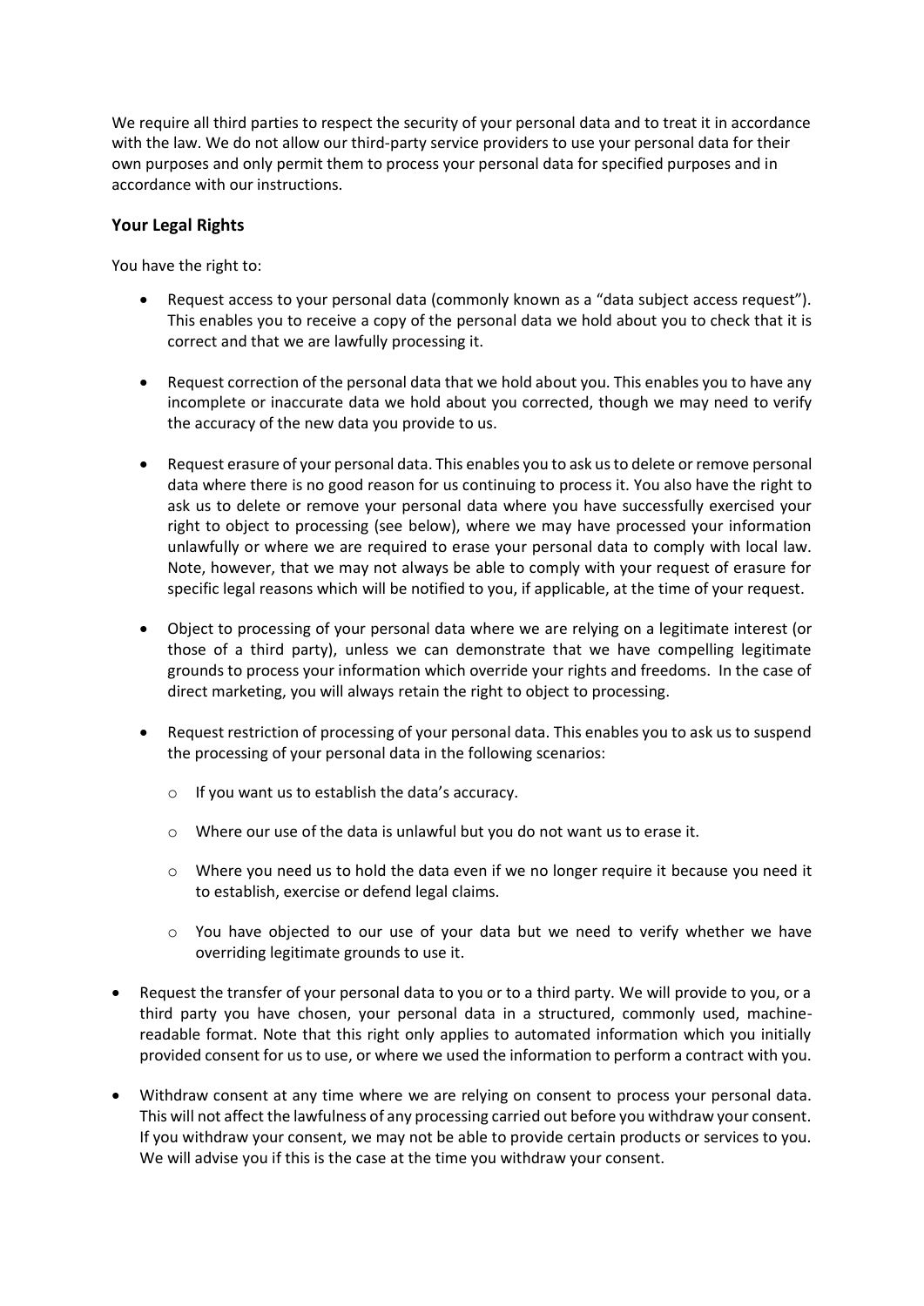We require all third parties to respect the security of your personal data and to treat it in accordance with the law. We do not allow our third-party service providers to use your personal data for their own purposes and only permit them to process your personal data for specified purposes and in accordance with our instructions.

### Your Legal Rights

You have the right to:

- Request access to your personal data (commonly known as a "data subject access request"). This enables you to receive a copy of the personal data we hold about you to check that it is correct and that we are lawfully processing it.

- Request correction of the personal data that we hold about you. This enables you to have any incomplete or inaccurate data we hold about you corrected, though we may need to verify the accuracy of the new data you provide to us.

- Request erasure of your personal data. This enables you to ask us to delete or remove personal data where there is no good reason for us continuing to process it. You also have the right to ask us to delete or remove your personal data where you have successfully exercised your right to object to processing (see below), where we may have processed your information unlawfully or where we are required to erase your personal data to comply with local law. Note, however, that we may not always be able to comply with your request of erasure for specific legal reasons which will be notified to you, if applicable, at the time of your request.

- Object to processing of your personal data where we are relying on a legitimate interest (or those of a third party), unless we can demonstrate that we have compelling legitimate grounds to process your information which override your rights and freedoms. In the case of direct marketing, you will always retain the right to object to processing.

- Request restriction of processing of your personal data. This enables you to ask us to suspend the processing of your personal data in the following scenarios:

  - If you want us to establish the data's accuracy.

  - Where our use of the data is unlawful but you do not want us to erase it.

  - Where you need us to hold the data even if we no longer require it because you need it to establish, exercise or defend legal claims.

  - You have objected to our use of your data but we need to verify whether we have overriding legitimate grounds to use it.

- Request the transfer of your personal data to you or to a third party. We will provide to you, or a third party you have chosen, your personal data in a structured, commonly used, machine-readable format. Note that this right only applies to automated information which you initially provided consent for us to use, or where we used the information to perform a contract with you.

- Withdraw consent at any time where we are relying on consent to process your personal data. This will not affect the lawfulness of any processing carried out before you withdraw your consent. If you withdraw your consent, we may not be able to provide certain products or services to you. We will advise you if this is the case at the time you withdraw your consent.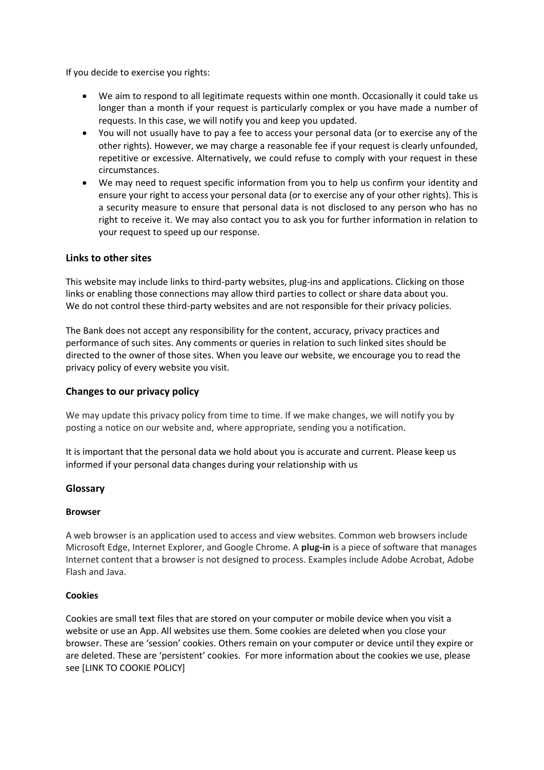If you decide to exercise you rights:

- We aim to respond to all legitimate requests within one month. Occasionally it could take us longer than a month if your request is particularly complex or you have made a number of requests. In this case, we will notify you and keep you updated.
- You will not usually have to pay a fee to access your personal data (or to exercise any of the other rights). However, we may charge a reasonable fee if your request is clearly unfounded, repetitive or excessive. Alternatively, we could refuse to comply with your request in these circumstances.
- We may need to request specific information from you to help us confirm your identity and ensure your right to access your personal data (or to exercise any of your other rights). This is a security measure to ensure that personal data is not disclosed to any person who has no right to receive it. We may also contact you to ask you for further information in relation to your request to speed up our response.

## Links to other sites

This website may include links to third-party websites, plug-ins and applications. Clicking on those links or enabling those connections may allow third parties to collect or share data about you. We do not control these third-party websites and are not responsible for their privacy policies.

The Bank does not accept any responsibility for the content, accuracy, privacy practices and performance of such sites. Any comments or queries in relation to such linked sites should be directed to the owner of those sites. When you leave our website, we encourage you to read the privacy policy of every website you visit.

## Changes to our privacy policy

We may update this privacy policy from time to time. If we make changes, we will notify you by posting a notice on our website and, where appropriate, sending you a notification.

It is important that the personal data we hold about you is accurate and current. Please keep us informed if your personal data changes during your relationship with us

## Glossary

### Browser

A web browser is an application used to access and view websites. Common web browsers include Microsoft Edge, Internet Explorer, and Google Chrome. A **plug-in** is a piece of software that manages Internet content that a browser is not designed to process. Examples include Adobe Acrobat, Adobe Flash and Java.

### Cookies

Cookies are small text files that are stored on your computer or mobile device when you visit a website or use an App. All websites use them. Some cookies are deleted when you close your browser. These are 'session' cookies. Others remain on your computer or device until they expire or are deleted. These are 'persistent' cookies. For more information about the cookies we use, please see [LINK TO COOKIE POLICY]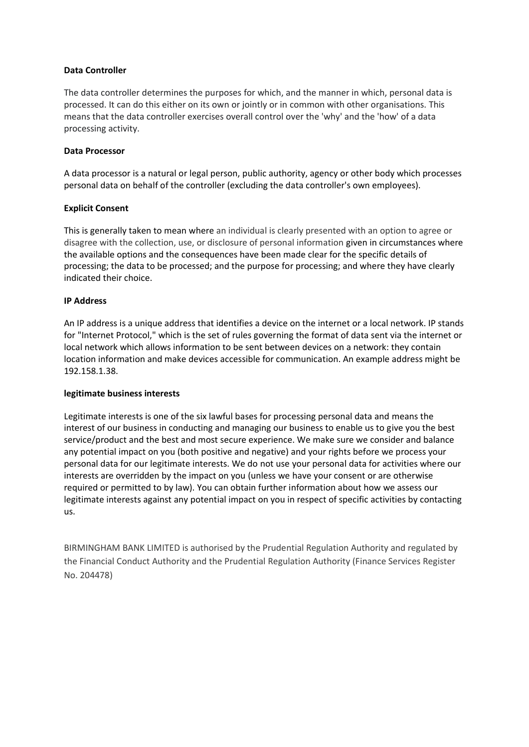**Data Controller**

The data controller determines the purposes for which, and the manner in which, personal data is processed. It can do this either on its own or jointly or in common with other organisations. This means that the data controller exercises overall control over the 'why' and the 'how' of a data processing activity.

**Data Processor**

A data processor is a natural or legal person, public authority, agency or other body which processes personal data on behalf of the controller (excluding the data controller's own employees).

**Explicit Consent**

This is generally taken to mean where an individual is clearly presented with an option to agree or disagree with the collection, use, or disclosure of personal information given in circumstances where the available options and the consequences have been made clear for the specific details of processing; the data to be processed; and the purpose for processing; and where they have clearly indicated their choice.

**IP Address**

An IP address is a unique address that identifies a device on the internet or a local network. IP stands for "Internet Protocol," which is the set of rules governing the format of data sent via the internet or local network which allows information to be sent between devices on a network: they contain location information and make devices accessible for communication. An example address might be 192.158.1.38.

**legitimate business interests**

Legitimate interests is one of the six lawful bases for processing personal data and means the interest of our business in conducting and managing our business to enable us to give you the best service/product and the best and most secure experience. We make sure we consider and balance any potential impact on you (both positive and negative) and your rights before we process your personal data for our legitimate interests. We do not use your personal data for activities where our interests are overridden by the impact on you (unless we have your consent or are otherwise required or permitted to by law). You can obtain further information about how we assess our legitimate interests against any potential impact on you in respect of specific activities by contacting us.

BIRMINGHAM BANK LIMITED is authorised by the Prudential Regulation Authority and regulated by the Financial Conduct Authority and the Prudential Regulation Authority (Finance Services Register No. 204478)